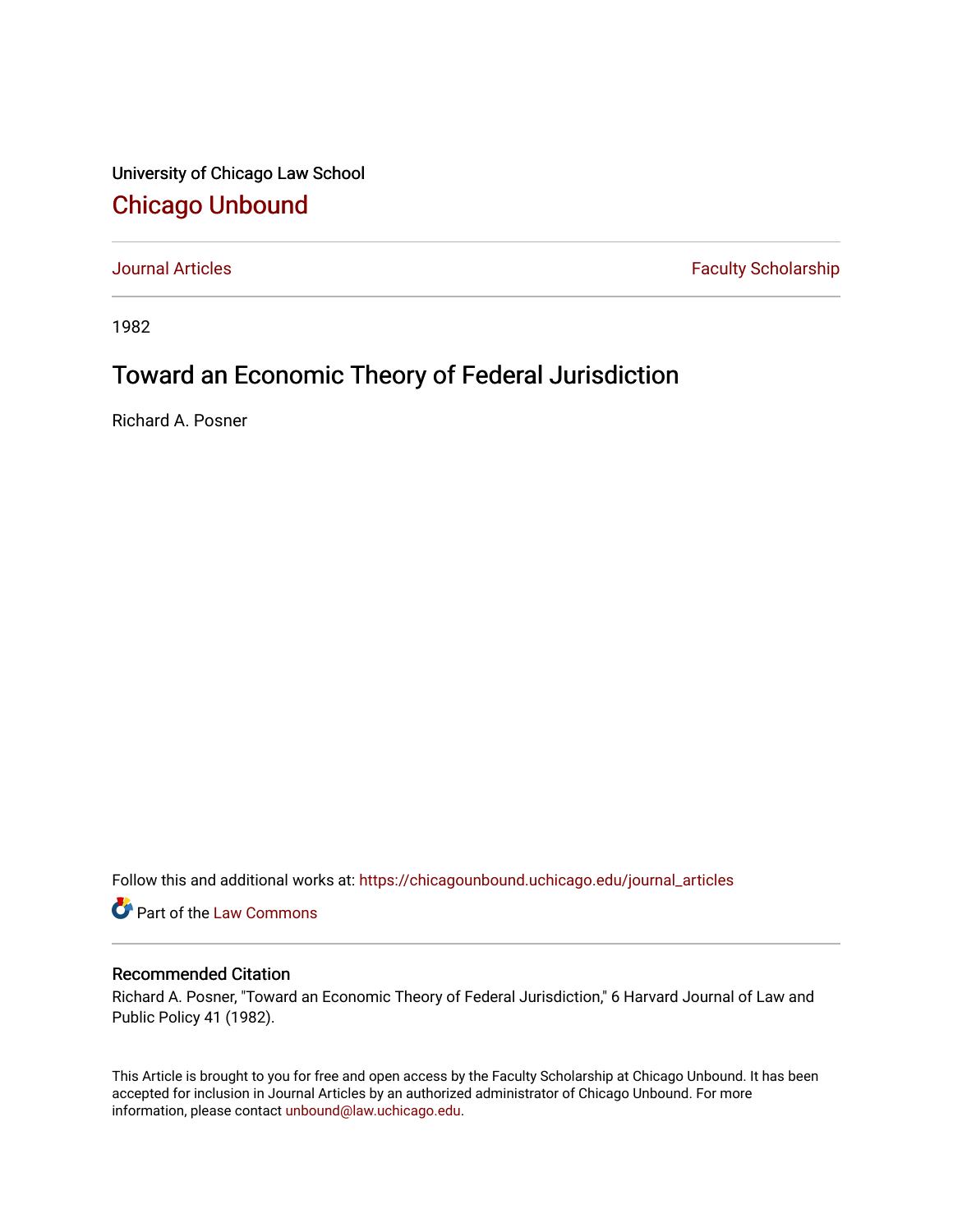University of Chicago Law School

# Chicago Unbound

Journal Articles

Faculty Scholarship

1982

## Toward an Economic Theory of Federal Jurisdiction

Richard A. Posner

Follow this and additional works at: https://chicagounbound.uchicago.edu/journal_articles

Part of the Law Commons

### Recommended Citation

Richard A. Posner, "Toward an Economic Theory of Federal Jurisdiction," 6 Harvard Journal of Law and Public Policy 41 (1982).

This Article is brought to you for free and open access by the Faculty Scholarship at Chicago Unbound. It has been accepted for inclusion in Journal Articles by an authorized administrator of Chicago Unbound. For more information, please contact unbound@law.uchicago.edu.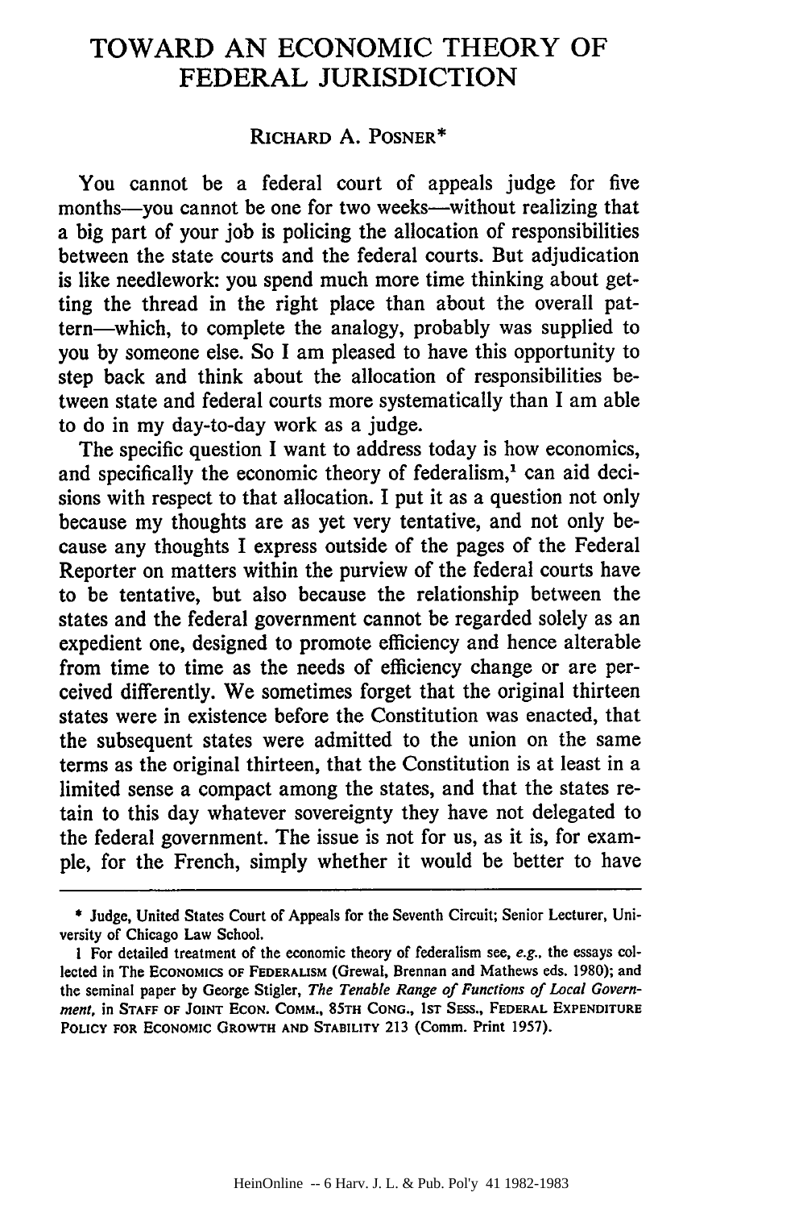# TOWARD AN ECONOMIC THEORY OF FEDERAL JURISDICTION

RICHARD A. POSNER*

You cannot be a federal court of appeals judge for five months—you cannot be one for two weeks—without realizing that a big part of your job is policing the allocation of responsibilities between the state courts and the federal courts. But adjudication is like needlework: you spend much more time thinking about getting the thread in the right place than about the overall pattern—which, to complete the analogy, probably was supplied to you by someone else. So I am pleased to have this opportunity to step back and think about the allocation of responsibilities between state and federal courts more systematically than I am able to do in my day-to-day work as a judge.

The specific question I want to address today is how economics, and specifically the economic theory of federalism,[1] can aid decisions with respect to that allocation. I put it as a question not only because my thoughts are as yet very tentative, and not only because any thoughts I express outside of the pages of the Federal Reporter on matters within the purview of the federal courts have to be tentative, but also because the relationship between the states and the federal government cannot be regarded solely as an expedient one, designed to promote efficiency and hence alterable from time to time as the needs of efficiency change or are perceived differently. We sometimes forget that the original thirteen states were in existence before the Constitution was enacted, that the subsequent states were admitted to the union on the same terms as the original thirteen, that the Constitution is at least in a limited sense a compact among the states, and that the states retain to this day whatever sovereignty they have not delegated to the federal government. The issue is not for us, as it is, for example, for the French, simply whether it would be better to have

---

\* Judge, United States Court of Appeals for the Seventh Circuit; Senior Lecturer, University of Chicago Law School.

1 For detailed treatment of the economic theory of federalism see, *e.g.*, the essays collected in THE ECONOMICS OF FEDERALISM (Grewal, Brennan and Mathews eds. 1980); and the seminal paper by George Stigler, *The Tenable Range of Functions of Local Government*, in STAFF OF JOINT ECON. COMM., 85TH CONG., 1ST SESS., FEDERAL EXPENDITURE POLICY FOR ECONOMIC GROWTH AND STABILITY 213 (Comm. Print 1957).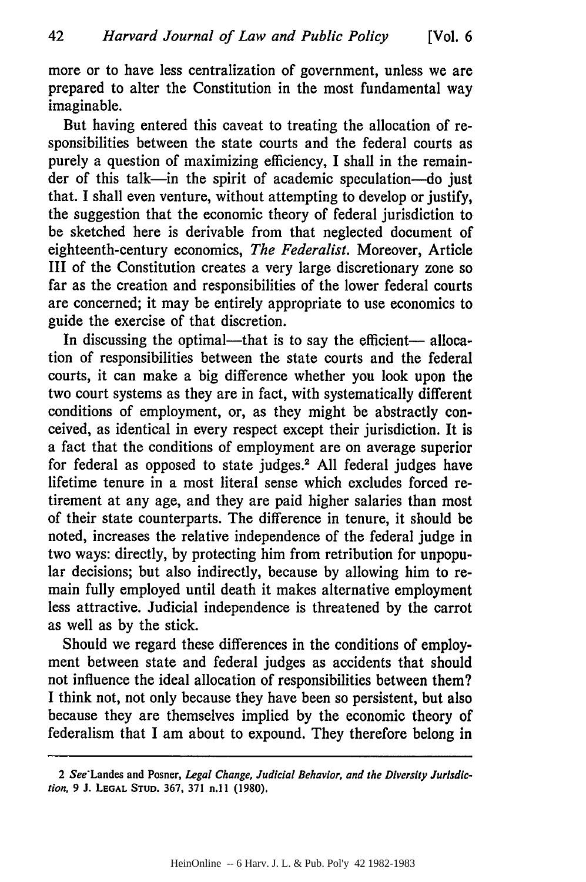more or to have less centralization of government, unless we are prepared to alter the Constitution in the most fundamental way imaginable.

But having entered this caveat to treating the allocation of responsibilities between the state courts and the federal courts as purely a question of maximizing efficiency, I shall in the remainder of this talk—in the spirit of academic speculation—do just that. I shall even venture, without attempting to develop or justify, the suggestion that the economic theory of federal jurisdiction to be sketched here is derivable from that neglected document of eighteenth-century economics, *The Federalist*. Moreover, Article III of the Constitution creates a very large discretionary zone so far as the creation and responsibilities of the lower federal courts are concerned; it may be entirely appropriate to use economics to guide the exercise of that discretion.

In discussing the optimal—that is to say the efficient— allocation of responsibilities between the state courts and the federal courts, it can make a big difference whether you look upon the two court systems as they are in fact, with systematically different conditions of employment, or, as they might be abstractly conceived, as identical in every respect except their jurisdiction. It is a fact that the conditions of employment are on average superior for federal as opposed to state judges.[2] All federal judges have lifetime tenure in a most literal sense which excludes forced retirement at any age, and they are paid higher salaries than most of their state counterparts. The difference in tenure, it should be noted, increases the relative independence of the federal judge in two ways: directly, by protecting him from retribution for unpopular decisions; but also indirectly, because by allowing him to remain fully employed until death it makes alternative employment less attractive. Judicial independence is threatened by the carrot as well as by the stick.

Should we regard these differences in the conditions of employment between state and federal judges as accidents that should not influence the ideal allocation of responsibilities between them? I think not, not only because they have been so persistent, but also because they are themselves implied by the economic theory of federalism that I am about to expound. They therefore belong in

---

2 *See* Landes and Posner, *Legal Change, Judicial Behavior, and the Diversity Jurisdiction*, 9 J. LEGAL STUD. 367, 371 n.11 (1980).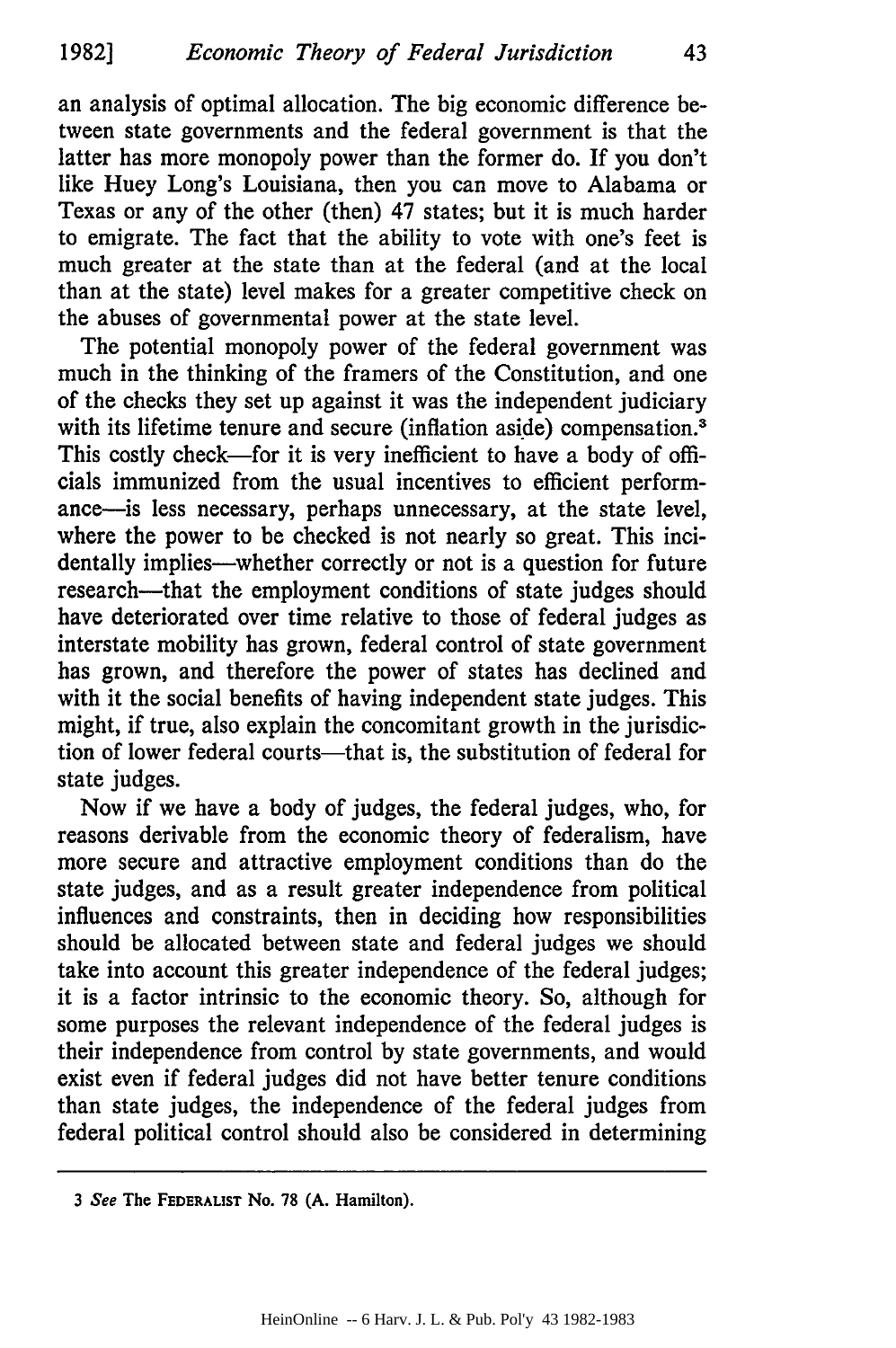an analysis of optimal allocation. The big economic difference between state governments and the federal government is that the latter has more monopoly power than the former do. If you don't like Huey Long's Louisiana, then you can move to Alabama or Texas or any of the other (then) 47 states; but it is much harder to emigrate. The fact that the ability to vote with one's feet is much greater at the state than at the federal (and at the local than at the state) level makes for a greater competitive check on the abuses of governmental power at the state level.

The potential monopoly power of the federal government was much in the thinking of the framers of the Constitution, and one of the checks they set up against it was the independent judiciary with its lifetime tenure and secure (inflation aside) compensation.[3] This costly check—for it is very inefficient to have a body of officials immunized from the usual incentives to efficient performance—is less necessary, perhaps unnecessary, at the state level, where the power to be checked is not nearly so great. This incidentally implies—whether correctly or not is a question for future research—that the employment conditions of state judges should have deteriorated over time relative to those of federal judges as interstate mobility has grown, federal control of state government has grown, and therefore the power of states has declined and with it the social benefits of having independent state judges. This might, if true, also explain the concomitant growth in the jurisdiction of lower federal courts—that is, the substitution of federal for state judges.

Now if we have a body of judges, the federal judges, who, for reasons derivable from the economic theory of federalism, have more secure and attractive employment conditions than do the state judges, and as a result greater independence from political influences and constraints, then in deciding how responsibilities should be allocated between state and federal judges we should take into account this greater independence of the federal judges; it is a factor intrinsic to the economic theory. So, although for some purposes the relevant independence of the federal judges is their independence from control by state governments, and would exist even if federal judges did not have better tenure conditions than state judges, the independence of the federal judges from federal political control should also be considered in determining

---

3 *See* The FEDERALIST No. 78 (A. Hamilton).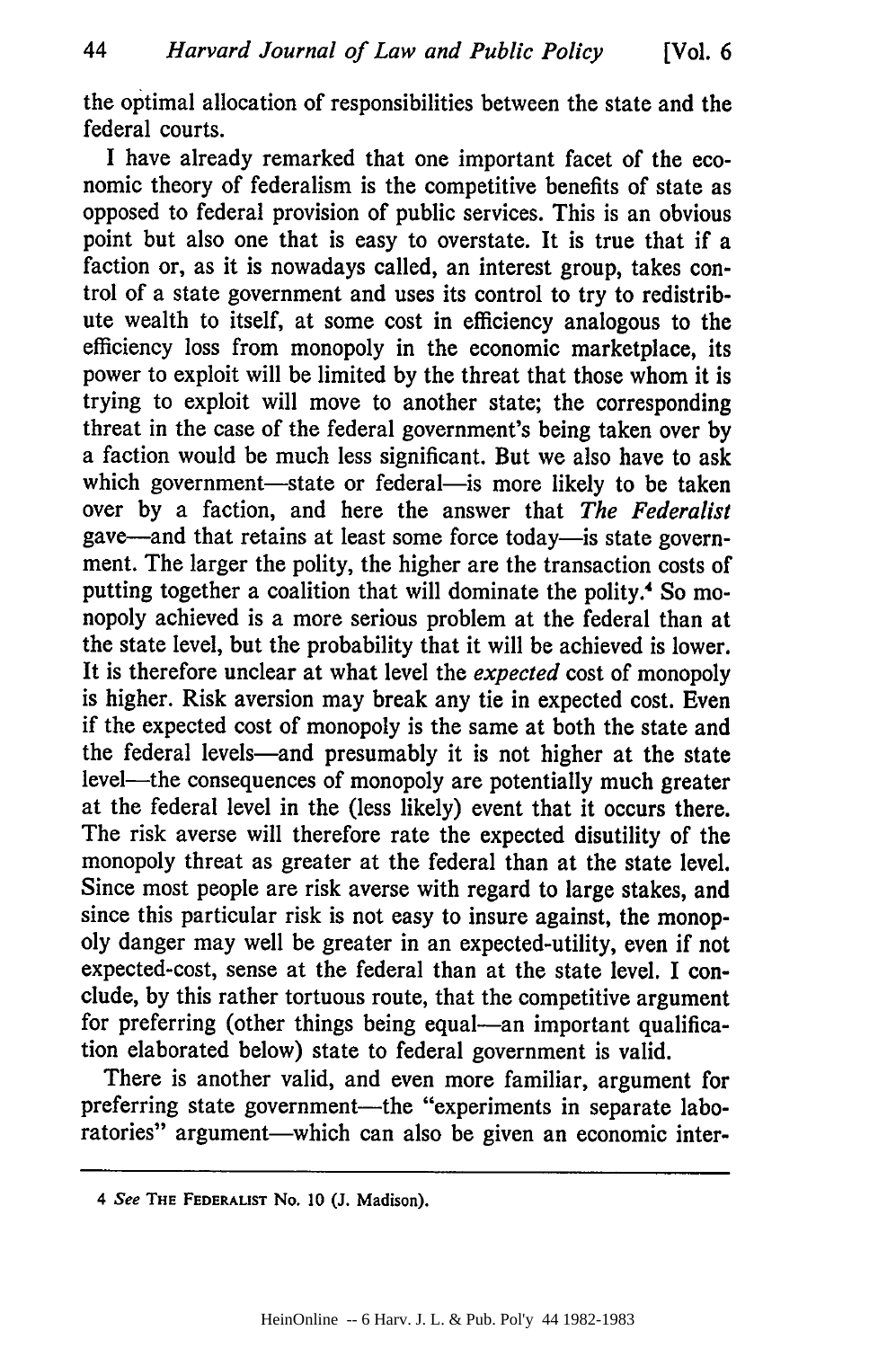the optimal allocation of responsibilities between the state and the federal courts.

I have already remarked that one important facet of the economic theory of federalism is the competitive benefits of state as opposed to federal provision of public services. This is an obvious point but also one that is easy to overstate. It is true that if a faction or, as it is nowadays called, an interest group, takes control of a state government and uses its control to try to redistribute wealth to itself, at some cost in efficiency analogous to the efficiency loss from monopoly in the economic marketplace, its power to exploit will be limited by the threat that those whom it is trying to exploit will move to another state; the corresponding threat in the case of the federal government's being taken over by a faction would be much less significant. But we also have to ask which government—state or federal—is more likely to be taken over by a faction, and here the answer that *The Federalist* gave—and that retains at least some force today—is state government. The larger the polity, the higher are the transaction costs of putting together a coalition that will dominate the polity.[4] So monopoly achieved is a more serious problem at the federal than at the state level, but the probability that it will be achieved is lower. It is therefore unclear at what level the *expected* cost of monopoly is higher. Risk aversion may break any tie in expected cost. Even if the expected cost of monopoly is the same at both the state and the federal levels—and presumably it is not higher at the state level—the consequences of monopoly are potentially much greater at the federal level in the (less likely) event that it occurs there. The risk averse will therefore rate the expected disutility of the monopoly threat as greater at the federal than at the state level. Since most people are risk averse with regard to large stakes, and since this particular risk is not easy to insure against, the monopoly danger may well be greater in an expected-utility, even if not expected-cost, sense at the federal than at the state level. I conclude, by this rather tortuous route, that the competitive argument for preferring (other things being equal—an important qualification elaborated below) state to federal government is valid.

There is another valid, and even more familiar, argument for preferring state government—the "experiments in separate laboratories" argument—which can also be given an economic inter-

---

4 *See* THE FEDERALIST No. 10 (J. Madison).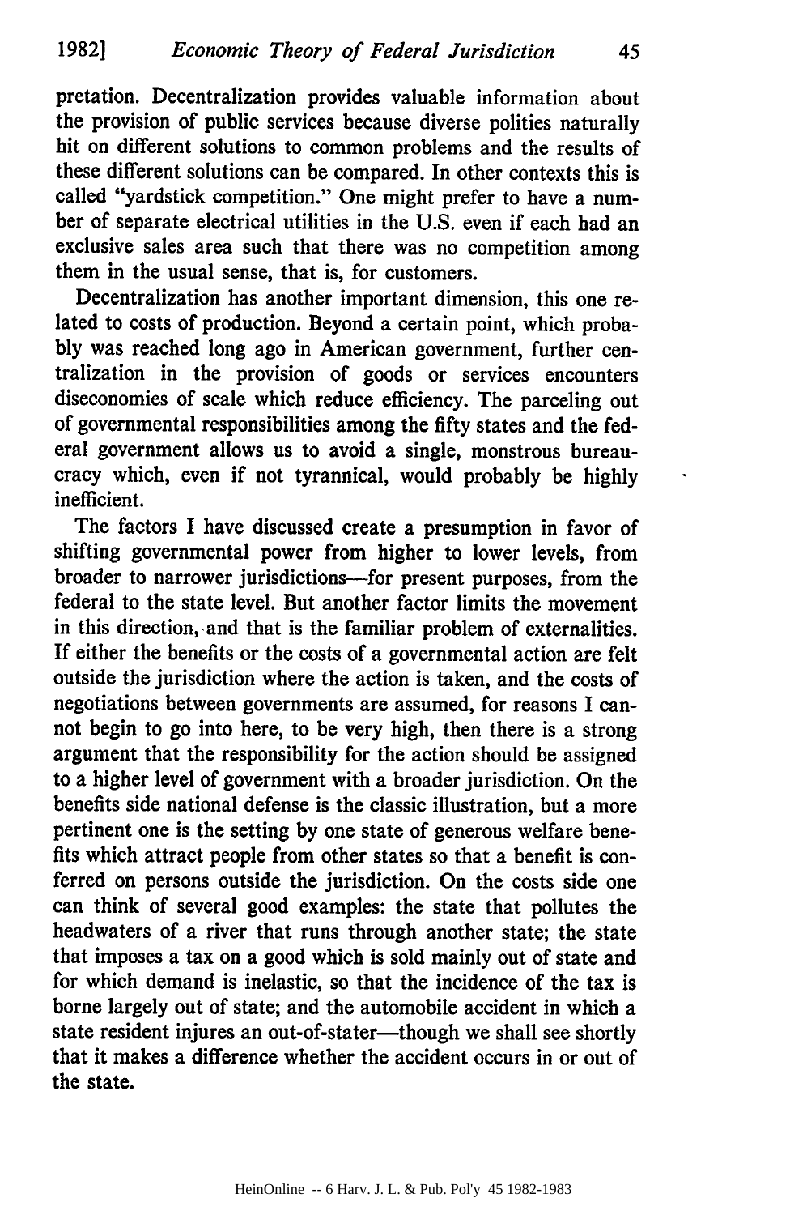pretation. Decentralization provides valuable information about the provision of public services because diverse polities naturally hit on different solutions to common problems and the results of these different solutions can be compared. In other contexts this is called "yardstick competition." One might prefer to have a number of separate electrical utilities in the U.S. even if each had an exclusive sales area such that there was no competition among them in the usual sense, that is, for customers.

Decentralization has another important dimension, this one related to costs of production. Beyond a certain point, which probably was reached long ago in American government, further centralization in the provision of goods or services encounters diseconomies of scale which reduce efficiency. The parceling out of governmental responsibilities among the fifty states and the federal government allows us to avoid a single, monstrous bureaucracy which, even if not tyrannical, would probably be highly inefficient.

The factors I have discussed create a presumption in favor of shifting governmental power from higher to lower levels, from broader to narrower jurisdictions—for present purposes, from the federal to the state level. But another factor limits the movement in this direction, and that is the familiar problem of externalities. If either the benefits or the costs of a governmental action are felt outside the jurisdiction where the action is taken, and the costs of negotiations between governments are assumed, for reasons I cannot begin to go into here, to be very high, then there is a strong argument that the responsibility for the action should be assigned to a higher level of government with a broader jurisdiction. On the benefits side national defense is the classic illustration, but a more pertinent one is the setting by one state of generous welfare benefits which attract people from other states so that a benefit is conferred on persons outside the jurisdiction. On the costs side one can think of several good examples: the state that pollutes the headwaters of a river that runs through another state; the state that imposes a tax on a good which is sold mainly out of state and for which demand is inelastic, so that the incidence of the tax is borne largely out of state; and the automobile accident in which a state resident injures an out-of-stater—though we shall see shortly that it makes a difference whether the accident occurs in or out of the state.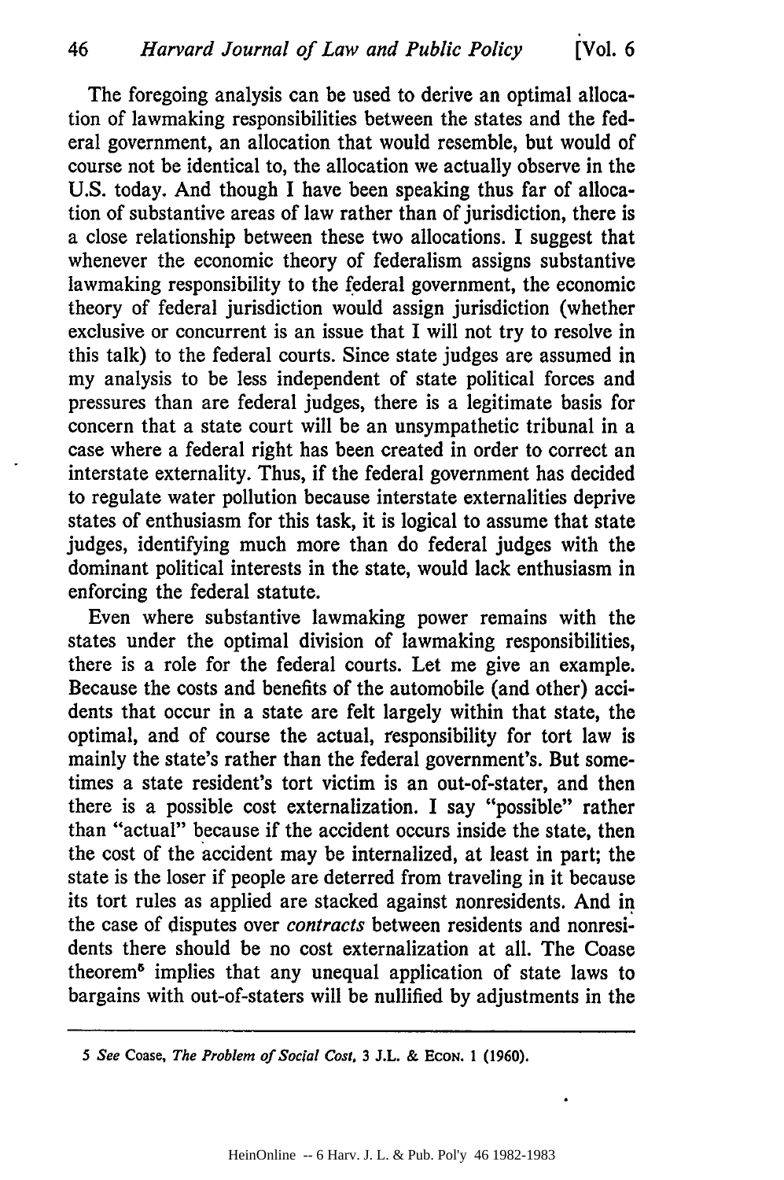The foregoing analysis can be used to derive an optimal allocation of lawmaking responsibilities between the states and the federal government, an allocation that would resemble, but would of course not be identical to, the allocation we actually observe in the U.S. today. And though I have been speaking thus far of allocation of substantive areas of law rather than of jurisdiction, there is a close relationship between these two allocations. I suggest that whenever the economic theory of federalism assigns substantive lawmaking responsibility to the federal government, the economic theory of federal jurisdiction would assign jurisdiction (whether exclusive or concurrent is an issue that I will not try to resolve in this talk) to the federal courts. Since state judges are assumed in my analysis to be less independent of state political forces and pressures than are federal judges, there is a legitimate basis for concern that a state court will be an unsympathetic tribunal in a case where a federal right has been created in order to correct an interstate externality. Thus, if the federal government has decided to regulate water pollution because interstate externalities deprive states of enthusiasm for this task, it is logical to assume that state judges, identifying much more than do federal judges with the dominant political interests in the state, would lack enthusiasm in enforcing the federal statute.

Even where substantive lawmaking power remains with the states under the optimal division of lawmaking responsibilities, there is a role for the federal courts. Let me give an example. Because the costs and benefits of the automobile (and other) accidents that occur in a state are felt largely within that state, the optimal, and of course the actual, responsibility for tort law is mainly the state's rather than the federal government's. But sometimes a state resident's tort victim is an out-of-stater, and then there is a possible cost externalization. I say "possible" rather than "actual" because if the accident occurs inside the state, then the cost of the accident may be internalized, at least in part; the state is the loser if people are deterred from traveling in it because its tort rules as applied are stacked against nonresidents. And in the case of disputes over *contracts* between residents and nonresidents there should be no cost externalization at all. The Coase theorem[5] implies that any unequal application of state laws to bargains with out-of-staters will be nullified by adjustments in the

---

5 *See* Coase, *The Problem of Social Cost*, 3 J.L. & ECON. 1 (1960).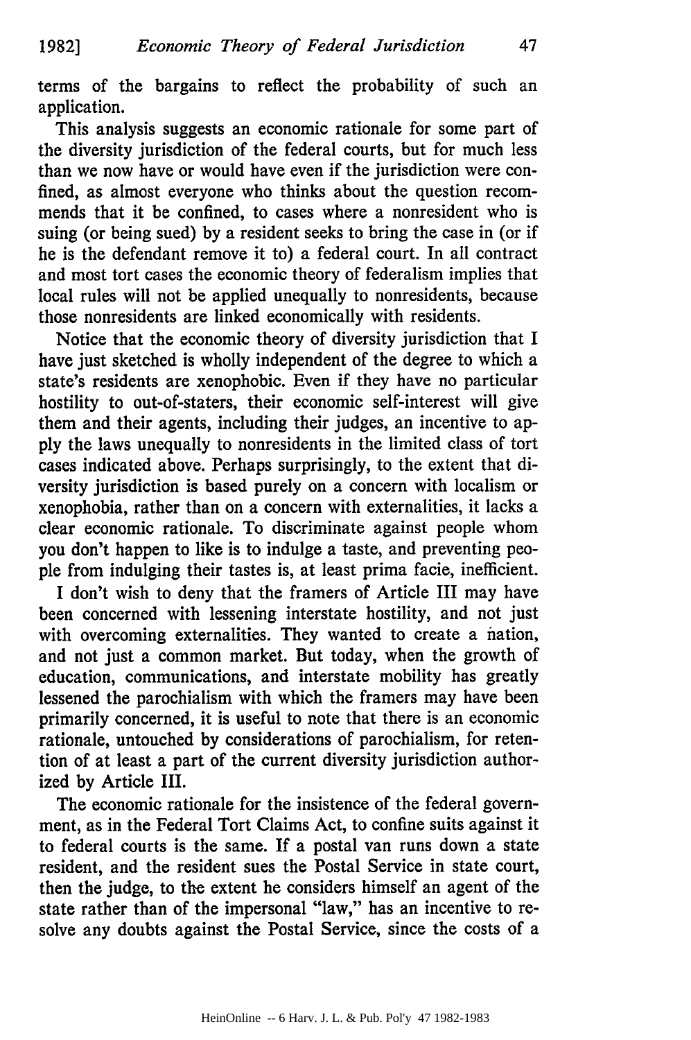terms of the bargains to reflect the probability of such an application.

This analysis suggests an economic rationale for some part of the diversity jurisdiction of the federal courts, but for much less than we now have or would have even if the jurisdiction were confined, as almost everyone who thinks about the question recommends that it be confined, to cases where a nonresident who is suing (or being sued) by a resident seeks to bring the case in (or if he is the defendant remove it to) a federal court. In all contract and most tort cases the economic theory of federalism implies that local rules will not be applied unequally to nonresidents, because those nonresidents are linked economically with residents.

Notice that the economic theory of diversity jurisdiction that I have just sketched is wholly independent of the degree to which a state's residents are xenophobic. Even if they have no particular hostility to out-of-staters, their economic self-interest will give them and their agents, including their judges, an incentive to apply the laws unequally to nonresidents in the limited class of tort cases indicated above. Perhaps surprisingly, to the extent that diversity jurisdiction is based purely on a concern with localism or xenophobia, rather than on a concern with externalities, it lacks a clear economic rationale. To discriminate against people whom you don't happen to like is to indulge a taste, and preventing people from indulging their tastes is, at least prima facie, inefficient.

I don't wish to deny that the framers of Article III may have been concerned with lessening interstate hostility, and not just with overcoming externalities. They wanted to create a nation, and not just a common market. But today, when the growth of education, communications, and interstate mobility has greatly lessened the parochialism with which the framers may have been primarily concerned, it is useful to note that there is an economic rationale, untouched by considerations of parochialism, for retention of at least a part of the current diversity jurisdiction authorized by Article III.

The economic rationale for the insistence of the federal government, as in the Federal Tort Claims Act, to confine suits against it to federal courts is the same. If a postal van runs down a state resident, and the resident sues the Postal Service in state court, then the judge, to the extent he considers himself an agent of the state rather than of the impersonal "law," has an incentive to resolve any doubts against the Postal Service, since the costs of a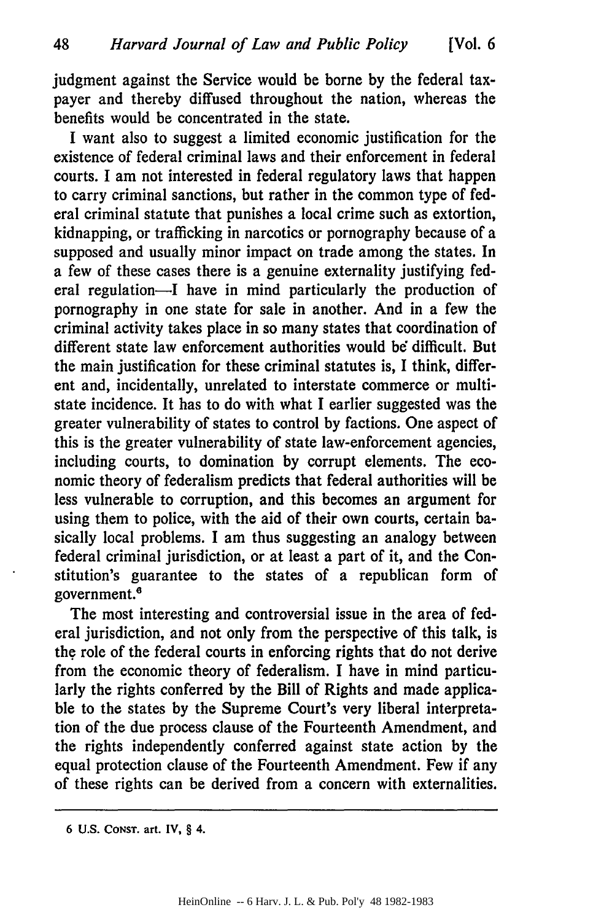judgment against the Service would be borne by the federal taxpayer and thereby diffused throughout the nation, whereas the benefits would be concentrated in the state.

I want also to suggest a limited economic justification for the existence of federal criminal laws and their enforcement in federal courts. I am not interested in federal regulatory laws that happen to carry criminal sanctions, but rather in the common type of federal criminal statute that punishes a local crime such as extortion, kidnapping, or trafficking in narcotics or pornography because of a supposed and usually minor impact on trade among the states. In a few of these cases there is a genuine externality justifying federal regulation—I have in mind particularly the production of pornography in one state for sale in another. And in a few the criminal activity takes place in so many states that coordination of different state law enforcement authorities would be difficult. But the main justification for these criminal statutes is, I think, different and, incidentally, unrelated to interstate commerce or multistate incidence. It has to do with what I earlier suggested was the greater vulnerability of states to control by factions. One aspect of this is the greater vulnerability of state law-enforcement agencies, including courts, to domination by corrupt elements. The economic theory of federalism predicts that federal authorities will be less vulnerable to corruption, and this becomes an argument for using them to police, with the aid of their own courts, certain basically local problems. I am thus suggesting an analogy between federal criminal jurisdiction, or at least a part of it, and the Constitution's guarantee to the states of a republican form of government.[6]

The most interesting and controversial issue in the area of federal jurisdiction, and not only from the perspective of this talk, is the role of the federal courts in enforcing rights that do not derive from the economic theory of federalism. I have in mind particularly the rights conferred by the Bill of Rights and made applicable to the states by the Supreme Court's very liberal interpretation of the due process clause of the Fourteenth Amendment, and the rights independently conferred against state action by the equal protection clause of the Fourteenth Amendment. Few if any of these rights can be derived from a concern with externalities.

---

6 U.S. CONST. art. IV, § 4.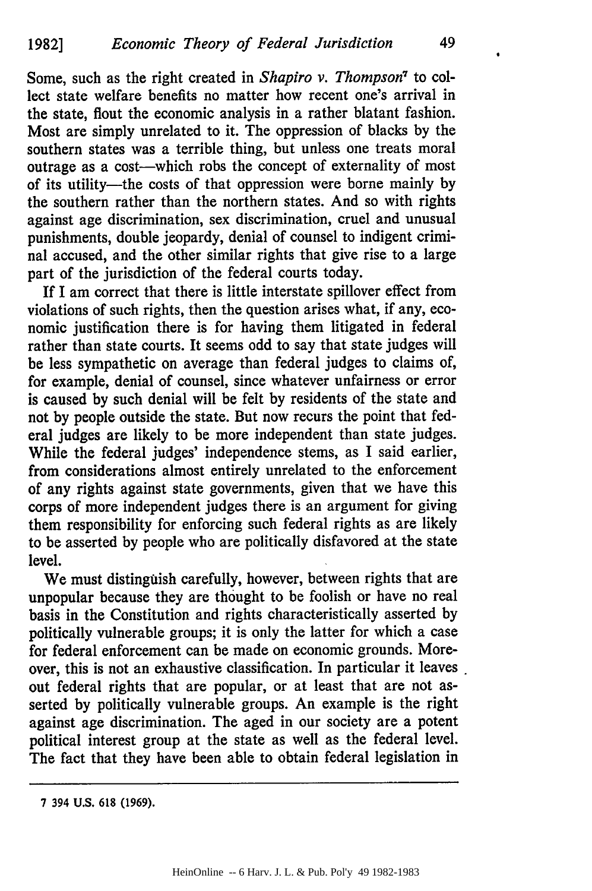Some, such as the right created in *Shapiro v. Thompson*[7] to collect state welfare benefits no matter how recent one's arrival in the state, flout the economic analysis in a rather blatant fashion. Most are simply unrelated to it. The oppression of blacks by the southern states was a terrible thing, but unless one treats moral outrage as a cost—which robs the concept of externality of most of its utility—the costs of that oppression were borne mainly by the southern rather than the northern states. And so with rights against age discrimination, sex discrimination, cruel and unusual punishments, double jeopardy, denial of counsel to indigent criminal accused, and the other similar rights that give rise to a large part of the jurisdiction of the federal courts today.

If I am correct that there is little interstate spillover effect from violations of such rights, then the question arises what, if any, economic justification there is for having them litigated in federal rather than state courts. It seems odd to say that state judges will be less sympathetic on average than federal judges to claims of, for example, denial of counsel, since whatever unfairness or error is caused by such denial will be felt by residents of the state and not by people outside the state. But now recurs the point that federal judges are likely to be more independent than state judges. While the federal judges' independence stems, as I said earlier, from considerations almost entirely unrelated to the enforcement of any rights against state governments, given that we have this corps of more independent judges there is an argument for giving them responsibility for enforcing such federal rights as are likely to be asserted by people who are politically disfavored at the state level.

We must distinguish carefully, however, between rights that are unpopular because they are thought to be foolish or have no real basis in the Constitution and rights characteristically asserted by politically vulnerable groups; it is only the latter for which a case for federal enforcement can be made on economic grounds. Moreover, this is not an exhaustive classification. In particular it leaves out federal rights that are popular, or at least that are not asserted by politically vulnerable groups. An example is the right against age discrimination. The aged in our society are a potent political interest group at the state as well as the federal level. The fact that they have been able to obtain federal legislation in

---

7 394 U.S. 618 (1969).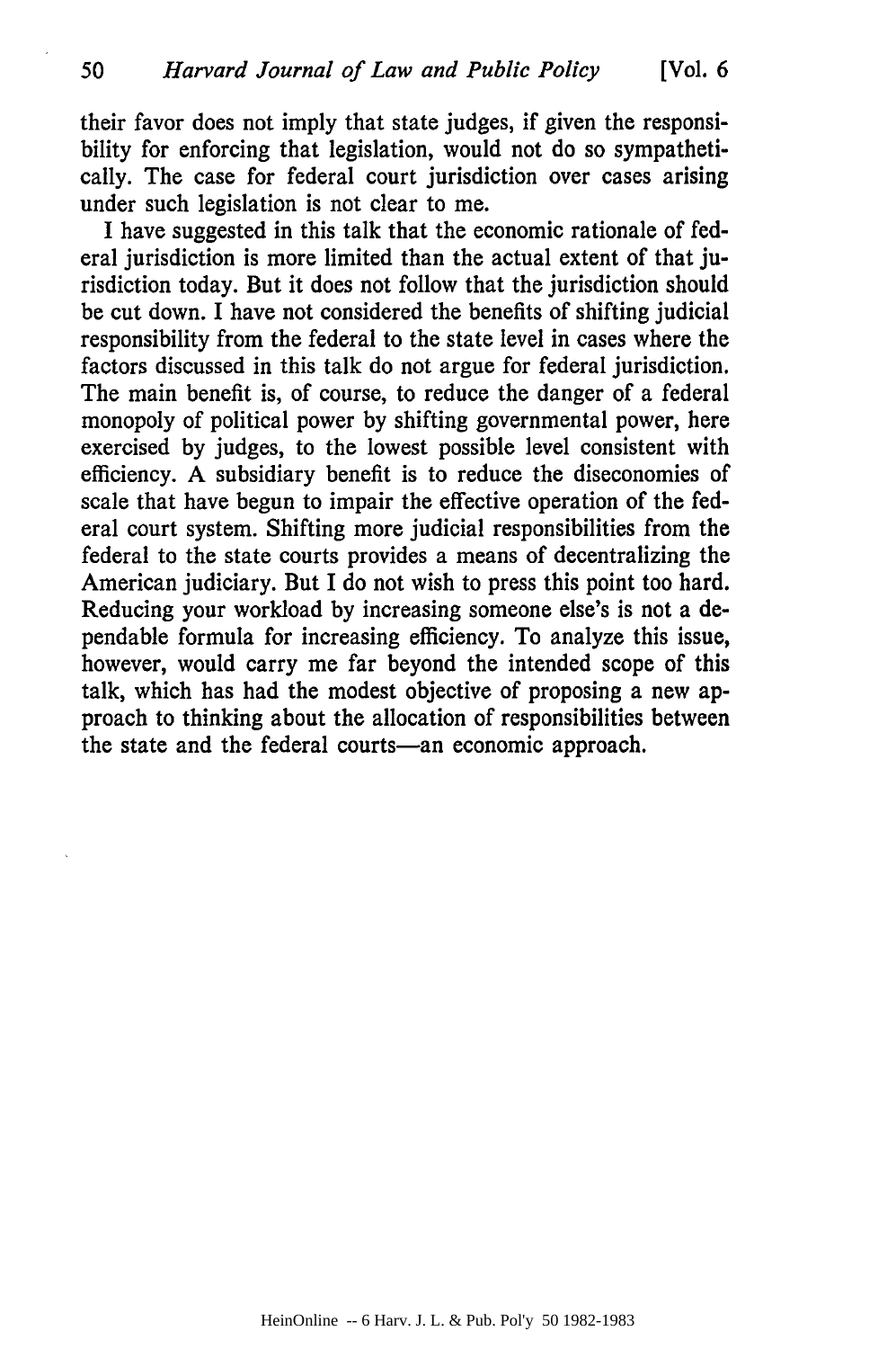their favor does not imply that state judges, if given the responsibility for enforcing that legislation, would not do so sympathetically. The case for federal court jurisdiction over cases arising under such legislation is not clear to me.

I have suggested in this talk that the economic rationale of federal jurisdiction is more limited than the actual extent of that jurisdiction today. But it does not follow that the jurisdiction should be cut down. I have not considered the benefits of shifting judicial responsibility from the federal to the state level in cases where the factors discussed in this talk do not argue for federal jurisdiction. The main benefit is, of course, to reduce the danger of a federal monopoly of political power by shifting governmental power, here exercised by judges, to the lowest possible level consistent with efficiency. A subsidiary benefit is to reduce the diseconomies of scale that have begun to impair the effective operation of the federal court system. Shifting more judicial responsibilities from the federal to the state courts provides a means of decentralizing the American judiciary. But I do not wish to press this point too hard. Reducing your workload by increasing someone else's is not a dependable formula for increasing efficiency. To analyze this issue, however, would carry me far beyond the intended scope of this talk, which has had the modest objective of proposing a new approach to thinking about the allocation of responsibilities between the state and the federal courts—an economic approach.